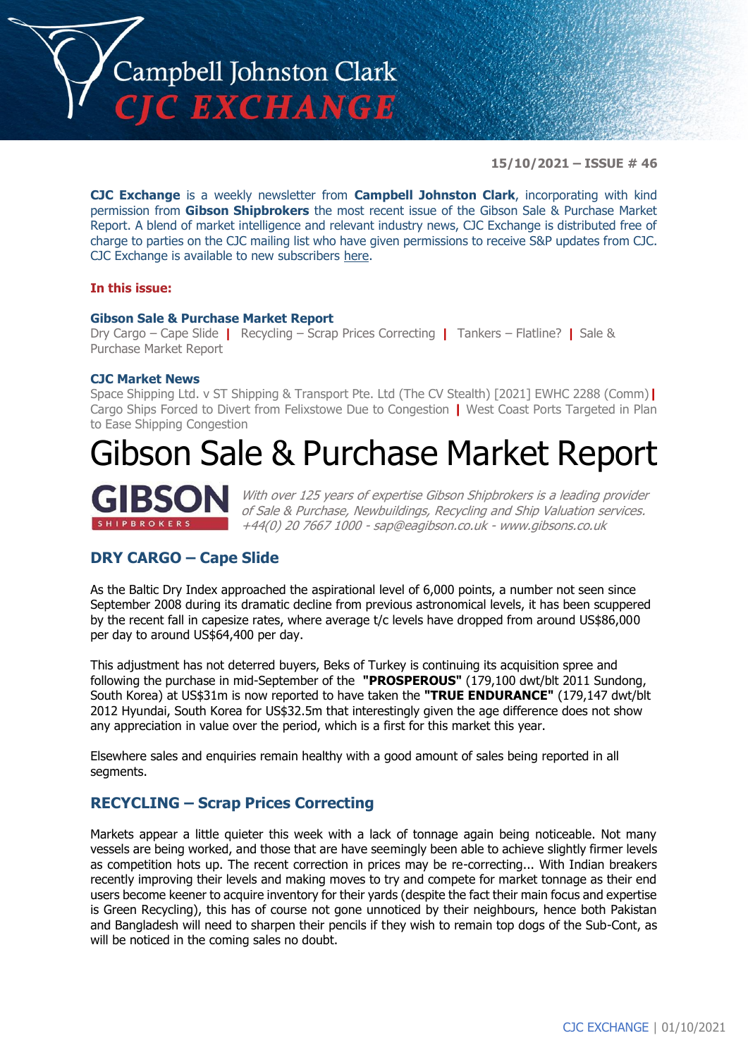# Campbell Johnston Clark
# CJC EXCHANGE

**15/10/2021 – ISSUE # 46**

**CJC Exchange** is a weekly newsletter from **Campbell Johnston Clark**, incorporating with kind permission from **Gibson Shipbrokers** the most recent issue of the Gibson Sale & Purchase Market Report. A blend of market intelligence and relevant industry news, CJC Exchange is distributed free of charge to parties on the CJC mailing list who have given permissions to receive S&P updates from CJC. CJC Exchange is available to new subscribers here.

**In this issue:**

**Gibson Sale & Purchase Market Report**
Dry Cargo – Cape Slide | Recycling – Scrap Prices Correcting | Tankers – Flatline? | Sale & Purchase Market Report

**CJC Market News**
Space Shipping Ltd. v ST Shipping & Transport Pte. Ltd (The CV Stealth) [2021] EWHC 2288 (Comm) | Cargo Ships Forced to Divert from Felixstowe Due to Congestion | West Coast Ports Targeted in Plan to Ease Shipping Congestion

# Gibson Sale & Purchase Market Report

**GIBSON** SHIPBROKERS

*With over 125 years of expertise Gibson Shipbrokers is a leading provider of Sale & Purchase, Newbuildings, Recycling and Ship Valuation services. +44(0) 20 7667 1000 - sap@eagibson.co.uk - www.gibsons.co.uk*

## DRY CARGO – Cape Slide

As the Baltic Dry Index approached the aspirational level of 6,000 points, a number not seen since September 2008 during its dramatic decline from previous astronomical levels, it has been scuppered by the recent fall in capesize rates, where average t/c levels have dropped from around US$86,000 per day to around US$64,400 per day.

This adjustment has not deterred buyers, Beks of Turkey is continuing its acquisition spree and following the purchase in mid-September of the **"PROSPEROUS"** (179,100 dwt/blt 2011 Sundong, South Korea) at US$31m is now reported to have taken the **"TRUE ENDURANCE"** (179,147 dwt/blt 2012 Hyundai, South Korea for US$32.5m that interestingly given the age difference does not show any appreciation in value over the period, which is a first for this market this year.

Elsewhere sales and enquiries remain healthy with a good amount of sales being reported in all segments.

## RECYCLING – Scrap Prices Correcting

Markets appear a little quieter this week with a lack of tonnage again being noticeable. Not many vessels are being worked, and those that are have seemingly been able to achieve slightly firmer levels as competition hots up. The recent correction in prices may be re-correcting... With Indian breakers recently improving their levels and making moves to try and compete for market tonnage as their end users become keener to acquire inventory for their yards (despite the fact their main focus and expertise is Green Recycling), this has of course not gone unnoticed by their neighbours, hence both Pakistan and Bangladesh will need to sharpen their pencils if they wish to remain top dogs of the Sub-Cont, as will be noticed in the coming sales no doubt.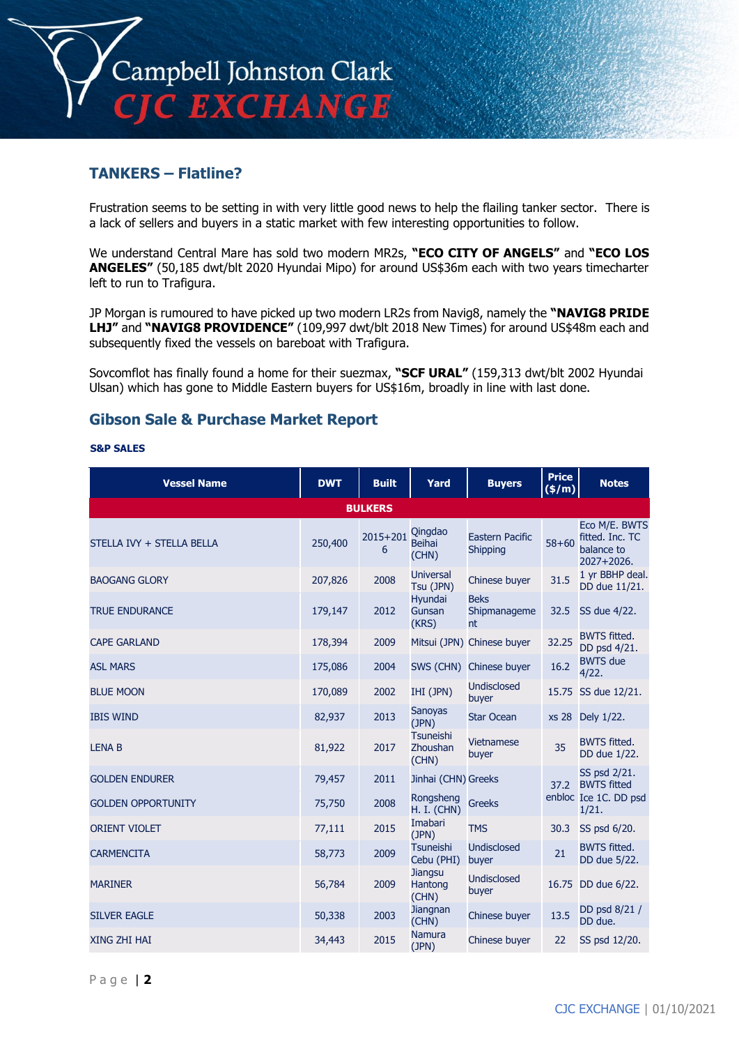## TANKERS – Flatline?

Frustration seems to be setting in with very little good news to help the flailing tanker sector. There is a lack of sellers and buyers in a static market with few interesting opportunities to follow.

We understand Central Mare has sold two modern MR2s, **"ECO CITY OF ANGELS"** and **"ECO LOS ANGELES"** (50,185 dwt/blt 2020 Hyundai Mipo) for around US$36m each with two years timecharter left to run to Trafigura.

JP Morgan is rumoured to have picked up two modern LR2s from Navig8, namely the **"NAVIG8 PRIDE LHJ"** and **"NAVIG8 PROVIDENCE"** (109,997 dwt/blt 2018 New Times) for around US$48m each and subsequently fixed the vessels on bareboat with Trafigura.

Sovcomflot has finally found a home for their suezmax, **"SCF URAL"** (159,313 dwt/blt 2002 Hyundai Ulsan) which has gone to Middle Eastern buyers for US$16m, broadly in line with last done.

## Gibson Sale & Purchase Market Report

#### S&P SALES

| Vessel Name | DWT | Built | Yard | Buyers | Price ($/m) | Notes |
|---|---|---|---|---|---|---|
| **BULKERS** | | | | | | |
| STELLA IVY + STELLA BELLA | 250,400 | 2015+2016 | Qingdao Beihai (CHN) | Eastern Pacific Shipping | 58+60 | Eco M/E. BWTS fitted. Inc. TC balance to 2027+2026. |
| BAOGANG GLORY | 207,826 | 2008 | Universal Tsu (JPN) | Chinese buyer | 31.5 | 1 yr BBHP deal. DD due 11/21. |
| TRUE ENDURANCE | 179,147 | 2012 | Hyundai Gunsan (KRS) | Beks Shipmanagement | 32.5 | SS due 4/22. |
| CAPE GARLAND | 178,394 | 2009 | Mitsui (JPN) | Chinese buyer | 32.25 | BWTS fitted. DD psd 4/21. |
| ASL MARS | 175,086 | 2004 | SWS (CHN) | Chinese buyer | 16.2 | BWTS due 4/22. |
| BLUE MOON | 170,089 | 2002 | IHI (JPN) | Undisclosed buyer | 15.75 | SS due 12/21. |
| IBIS WIND | 82,937 | 2013 | Sanoyas (JPN) | Star Ocean | xs 28 | Dely 1/22. |
| LENA B | 81,922 | 2017 | Tsuneishi Zhoushan (CHN) | Vietnamese buyer | 35 | BWTS fitted. DD due 1/22. |
| GOLDEN ENDURER | 79,457 | 2011 | Jinhai (CHN) | Greeks | 37.2 enbloc | SS psd 2/21. BWTS fitted |
| GOLDEN OPPORTUNITY | 75,750 | 2008 | Rongsheng H. I. (CHN) | Greeks | | Ice 1C. DD psd 1/21. |
| ORIENT VIOLET | 77,111 | 2015 | Imabari (JPN) | TMS | 30.3 | SS psd 6/20. |
| CARMENCITA | 58,773 | 2009 | Tsuneishi Cebu (PHI) | Undisclosed buyer | 21 | BWTS fitted. DD due 5/22. |
| MARINER | 56,784 | 2009 | Jiangsu Hantong (CHN) | Undisclosed buyer | 16.75 | DD due 6/22. |
| SILVER EAGLE | 50,338 | 2003 | Jiangnan (CHN) | Chinese buyer | 13.5 | DD psd 8/21 / DD due. |
| XING ZHI HAI | 34,443 | 2015 | Namura (JPN) | Chinese buyer | 22 | SS psd 12/20. |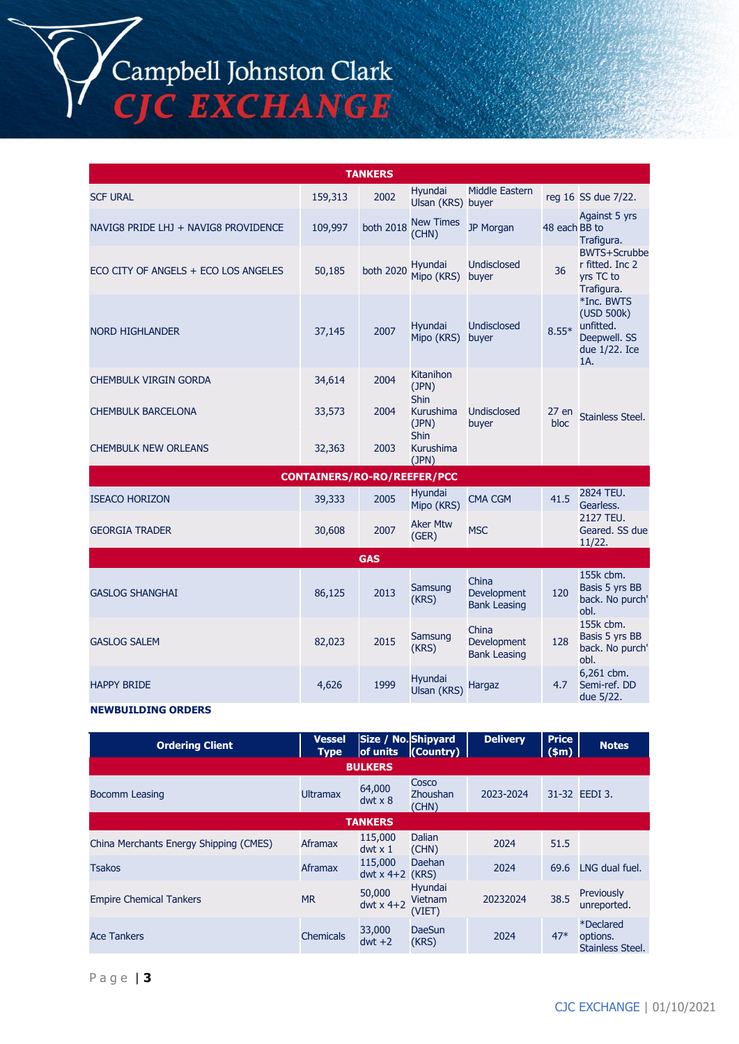| TANKERS | | | | | | |
|---|---|---|---|---|---|---|
| SCF URAL | 159,313 | 2002 | Hyundai Ulsan (KRS) | Middle Eastern buyer | reg 16 | SS due 7/22. |
| NAVIG8 PRIDE LHJ + NAVIG8 PROVIDENCE | 109,997 | both 2018 | New Times (CHN) | JP Morgan | 48 each | Against 5 yrs BB to Trafigura. |
| ECO CITY OF ANGELS + ECO LOS ANGELES | 50,185 | both 2020 | Hyundai Mipo (KRS) | Undisclosed buyer | 36 | BWTS+Scrubber fitted. Inc 2 yrs TC to Trafigura. |
| NORD HIGHLANDER | 37,145 | 2007 | Hyundai Mipo (KRS) | Undisclosed buyer | 8.55* | *Inc. BWTS (USD 500k) unfitted. Deepwell. SS due 1/22. Ice 1A. |
| CHEMBULK VIRGIN GORDA | 34,614 | 2004 | Kitanihon (JPN) | Undisclosed buyer | 27 en bloc | Stainless Steel. |
| CHEMBULK BARCELONA | 33,573 | 2004 | Shin Kurushima (JPN) | | | |
| CHEMBULK NEW ORLEANS | 32,363 | 2003 | Shin Kurushima (JPN) | | | |
| **CONTAINERS/RO-RO/REEFER/PCC** | | | | | | |
| ISEACO HORIZON | 39,333 | 2005 | Hyundai Mipo (KRS) | CMA CGM | 41.5 | 2824 TEU. Gearless. |
| GEORGIA TRADER | 30,608 | 2007 | Aker Mtw (GER) | MSC | | 2127 TEU. Geared. SS due 11/22. |
| **GAS** | | | | | | |
| GASLOG SHANGHAI | 86,125 | 2013 | Samsung (KRS) | China Development Bank Leasing | 120 | 155k cbm. Basis 5 yrs BB back. No purch' obl. |
| GASLOG SALEM | 82,023 | 2015 | Samsung (KRS) | China Development Bank Leasing | 128 | 155k cbm. Basis 5 yrs BB back. No purch' obl. |
| HAPPY BRIDE | 4,626 | 1999 | Hyundai Ulsan (KRS) | Hargaz | 4.7 | 6,261 cbm. Semi-ref. DD due 5/22. |

**NEWBUILDING ORDERS**

| Ordering Client | Vessel Type | Size / No. of units | Shipyard (Country) | Delivery | Price ($m) | Notes |
|---|---|---|---|---|---|---|
| **BULKERS** | | | | | | |
| Bocomm Leasing | Ultramax | 64,000 dwt x 8 | Cosco Zhoushan (CHN) | 2023-2024 | 31-32 | EEDI 3. |
| **TANKERS** | | | | | | |
| China Merchants Energy Shipping (CMES) | Aframax | 115,000 dwt x 1 | Dalian (CHN) | 2024 | 51.5 | |
| Tsakos | Aframax | 115,000 dwt x 4+2 | Daehan (KRS) | 2024 | 69.6 | LNG dual fuel. |
| Empire Chemical Tankers | MR | 50,000 dwt x 4+2 | Hyundai Vietnam (VIET) | 20232024 | 38.5 | Previously unreported. |
| Ace Tankers | Chemicals | 33,000 dwt +2 | DaeSun (KRS) | 2024 | 47* | *Declared options. Stainless Steel. |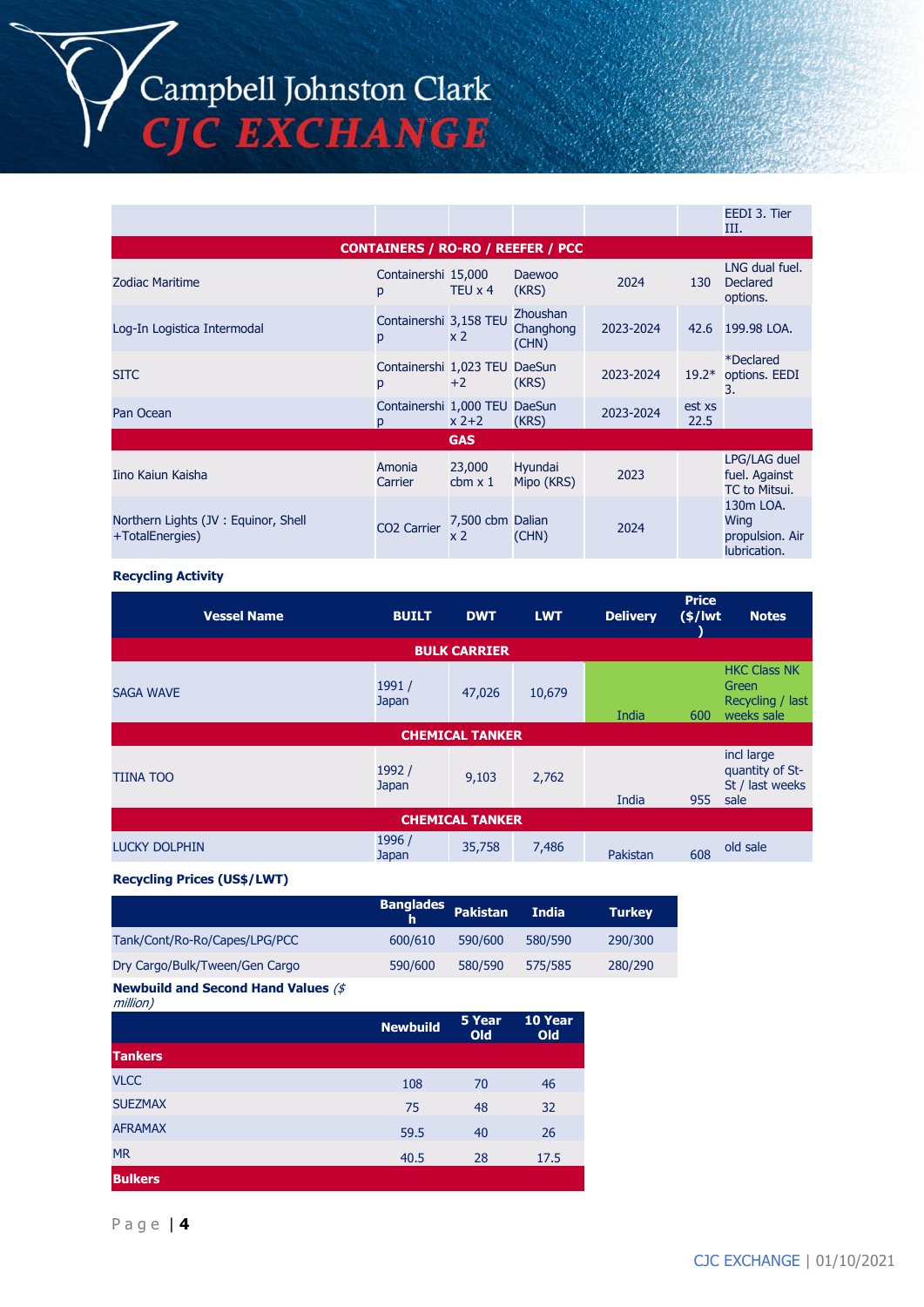| | | | | | | EEDI 3. Tier III. |
|---|---|---|---|---|---|---|
| **CONTAINERS / RO-RO / REEFER / PCC** | | | | | | |
| Zodiac Maritime | Containership | 15,000 TEU x 4 | Daewoo (KRS) | 2024 | 130 | LNG dual fuel. Declared options. |
| Log-In Logistica Intermodal | Containership | 3,158 TEU x 2 | Zhoushan Changhong (CHN) | 2023-2024 | 42.6 | 199.98 LOA. |
| SITC | Containership | 1,023 TEU +2 | DaeSun (KRS) | 2023-2024 | 19.2* | *Declared options. EEDI 3. |
| Pan Ocean | Containership | 1,000 TEU x 2+2 | DaeSun (KRS) | 2023-2024 | est xs 22.5 | |
| **GAS** | | | | | | |
| Iino Kaiun Kaisha | Amonia Carrier | 23,000 cbm x 1 | Hyundai Mipo (KRS) | 2023 | | LPG/LAG duel fuel. Against TC to Mitsui. |
| Northern Lights (JV : Equinor, Shell +TotalEnergies) | CO2 Carrier | 7,500 cbm x 2 | Dalian (CHN) | 2024 | | 130m LOA. Wing propulsion. Air lubrication. |

**Recycling Activity**

| Vessel Name | BUILT | DWT | LWT | Delivery | Price ($/lwt) | Notes |
|---|---|---|---|---|---|---|
| **BULK CARRIER** | | | | | | |
| SAGA WAVE | 1991 / Japan | 47,026 | 10,679 | India | 600 | HKC Class NK Green Recycling / last weeks sale |
| **CHEMICAL TANKER** | | | | | | |
| TIINA TOO | 1992 / Japan | 9,103 | 2,762 | India | 955 | incl large quantity of St-St / last weeks sale |
| **CHEMICAL TANKER** | | | | | | |
| LUCKY DOLPHIN | 1996 / Japan | 35,758 | 7,486 | Pakistan | 608 | old sale |

**Recycling Prices (US$/LWT)**

| | Bangladesh | Pakistan | India | Turkey |
|---|---|---|---|---|
| Tank/Cont/Ro-Ro/Capes/LPG/PCC | 600/610 | 590/600 | 580/590 | 290/300 |
| Dry Cargo/Bulk/Tween/Gen Cargo | 590/600 | 580/590 | 575/585 | 280/290 |

**Newbuild and Second Hand Values** *($ million)*

| | Newbuild | 5 Year Old | 10 Year Old |
|---|---|---|---|
| **Tankers** | | | |
| VLCC | 108 | 70 | 46 |
| SUEZMAX | 75 | 48 | 32 |
| AFRAMAX | 59.5 | 40 | 26 |
| MR | 40.5 | 28 | 17.5 |
| **Bulkers** | | | |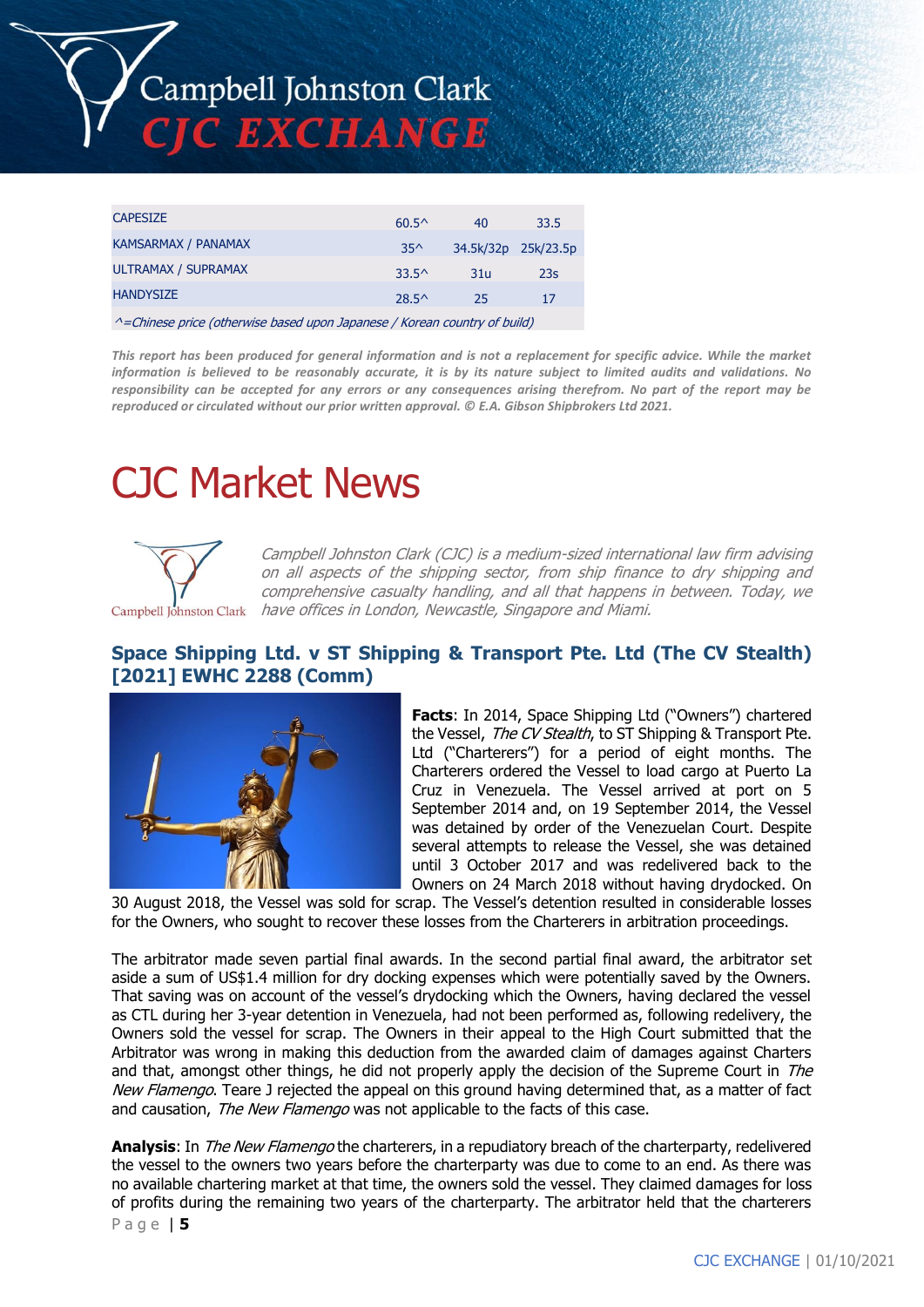| CAPESIZE | 60.5^ | 40 | 33.5 |
|---|---|---|---|
| KAMSARMAX / PANAMAX | 35^ | 34.5k/32p | 25k/23.5p |
| ULTRAMAX / SUPRAMAX | 33.5^ | 31u | 23s |
| HANDYSIZE | 28.5^ | 25 | 17 |

*^=Chinese price (otherwise based upon Japanese / Korean country of build)*

***This report has been produced for general information and is not a replacement for specific advice. While the market information is believed to be reasonably accurate, it is by its nature subject to limited audits and validations. No responsibility can be accepted for any errors or any consequences arising therefrom. No part of the report may be reproduced or circulated without our prior written approval. © E.A. Gibson Shipbrokers Ltd 2021.***

# CJC Market News

*Campbell Johnston Clark (CJC) is a medium-sized international law firm advising on all aspects of the shipping sector, from ship finance to dry shipping and comprehensive casualty handling, and all that happens in between. Today, we have offices in London, Newcastle, Singapore and Miami.*

## Space Shipping Ltd. v ST Shipping & Transport Pte. Ltd (The CV Stealth) [2021] EWHC 2288 (Comm)

**Facts**: In 2014, Space Shipping Ltd ("Owners") chartered the Vessel, *The CV Stealth*, to ST Shipping & Transport Pte. Ltd ("Charterers") for a period of eight months. The Charterers ordered the Vessel to load cargo at Puerto La Cruz in Venezuela. The Vessel arrived at port on 5 September 2014 and, on 19 September 2014, the Vessel was detained by order of the Venezuelan Court. Despite several attempts to release the Vessel, she was detained until 3 October 2017 and was redelivered back to the Owners on 24 March 2018 without having drydocked. On 30 August 2018, the Vessel was sold for scrap. The Vessel's detention resulted in considerable losses for the Owners, who sought to recover these losses from the Charterers in arbitration proceedings.

The arbitrator made seven partial final awards. In the second partial final award, the arbitrator set aside a sum of US$1.4 million for dry docking expenses which were potentially saved by the Owners. That saving was on account of the vessel's drydocking which the Owners, having declared the vessel as CTL during her 3-year detention in Venezuela, had not been performed as, following redelivery, the Owners sold the vessel for scrap. The Owners in their appeal to the High Court submitted that the Arbitrator was wrong in making this deduction from the awarded claim of damages against Charters and that, amongst other things, he did not properly apply the decision of the Supreme Court in *The New Flamengo*. Teare J rejected the appeal on this ground having determined that, as a matter of fact and causation, *The New Flamengo* was not applicable to the facts of this case.

**Analysis**: In *The New Flamengo* the charterers, in a repudiatory breach of the charterparty, redelivered the vessel to the owners two years before the charterparty was due to come to an end. As there was no available chartering market at that time, the owners sold the vessel. They claimed damages for loss of profits during the remaining two years of the charterparty. The arbitrator held that the charterers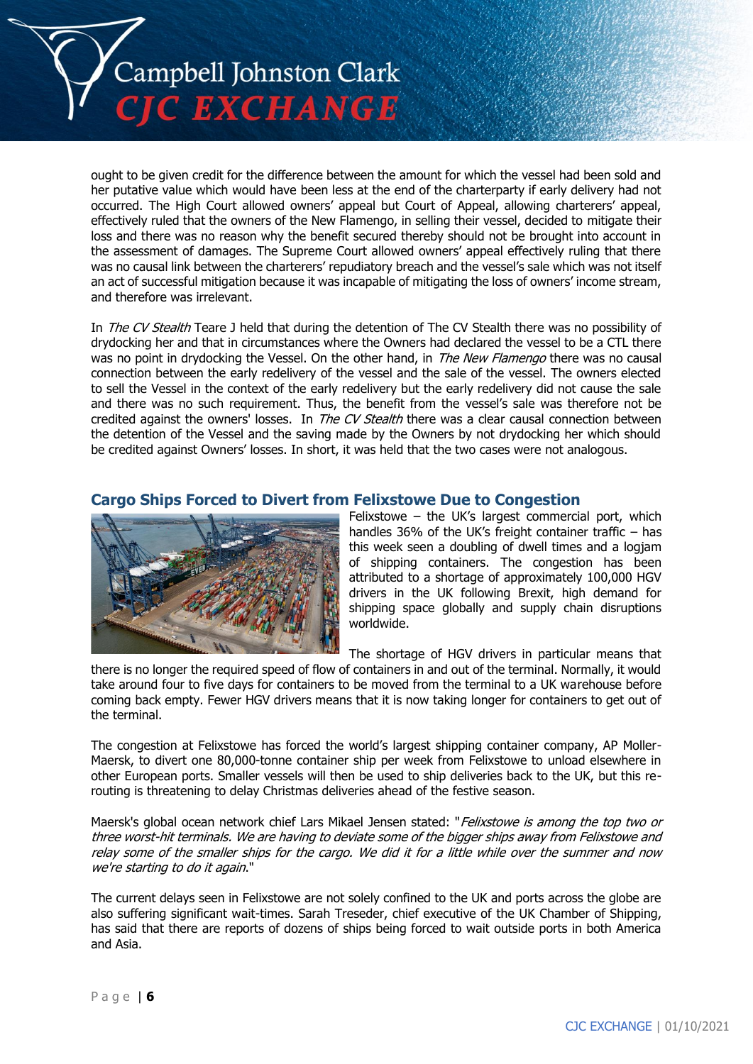ought to be given credit for the difference between the amount for which the vessel had been sold and her putative value which would have been less at the end of the charterparty if early delivery had not occurred. The High Court allowed owners' appeal but Court of Appeal, allowing charterers' appeal, effectively ruled that the owners of the New Flamengo, in selling their vessel, decided to mitigate their loss and there was no reason why the benefit secured thereby should not be brought into account in the assessment of damages. The Supreme Court allowed owners' appeal effectively ruling that there was no causal link between the charterers' repudiatory breach and the vessel's sale which was not itself an act of successful mitigation because it was incapable of mitigating the loss of owners' income stream, and therefore was irrelevant.

In *The CV Stealth* Teare J held that during the detention of The CV Stealth there was no possibility of drydocking her and that in circumstances where the Owners had declared the vessel to be a CTL there was no point in drydocking the Vessel. On the other hand, in *The New Flamengo* there was no causal connection between the early redelivery of the vessel and the sale of the vessel. The owners elected to sell the Vessel in the context of the early redelivery but the early redelivery did not cause the sale and there was no such requirement. Thus, the benefit from the vessel's sale was therefore not be credited against the owners' losses. In *The CV Stealth* there was a clear causal connection between the detention of the Vessel and the saving made by the Owners by not drydocking her which should be credited against Owners' losses. In short, it was held that the two cases were not analogous.

## Cargo Ships Forced to Divert from Felixstowe Due to Congestion

Felixstowe – the UK's largest commercial port, which handles 36% of the UK's freight container traffic – has this week seen a doubling of dwell times and a logjam of shipping containers. The congestion has been attributed to a shortage of approximately 100,000 HGV drivers in the UK following Brexit, high demand for shipping space globally and supply chain disruptions worldwide.

The shortage of HGV drivers in particular means that there is no longer the required speed of flow of containers in and out of the terminal. Normally, it would take around four to five days for containers to be moved from the terminal to a UK warehouse before coming back empty. Fewer HGV drivers means that it is now taking longer for containers to get out of the terminal.

The congestion at Felixstowe has forced the world's largest shipping container company, AP Moller-Maersk, to divert one 80,000-tonne container ship per week from Felixstowe to unload elsewhere in other European ports. Smaller vessels will then be used to ship deliveries back to the UK, but this re-routing is threatening to delay Christmas deliveries ahead of the festive season.

Maersk's global ocean network chief Lars Mikael Jensen stated: "*Felixstowe is among the top two or three worst-hit terminals. We are having to deviate some of the bigger ships away from Felixstowe and relay some of the smaller ships for the cargo. We did it for a little while over the summer and now we're starting to do it again.*"

The current delays seen in Felixstowe are not solely confined to the UK and ports across the globe are also suffering significant wait-times. Sarah Treseder, chief executive of the UK Chamber of Shipping, has said that there are reports of dozens of ships being forced to wait outside ports in both America and Asia.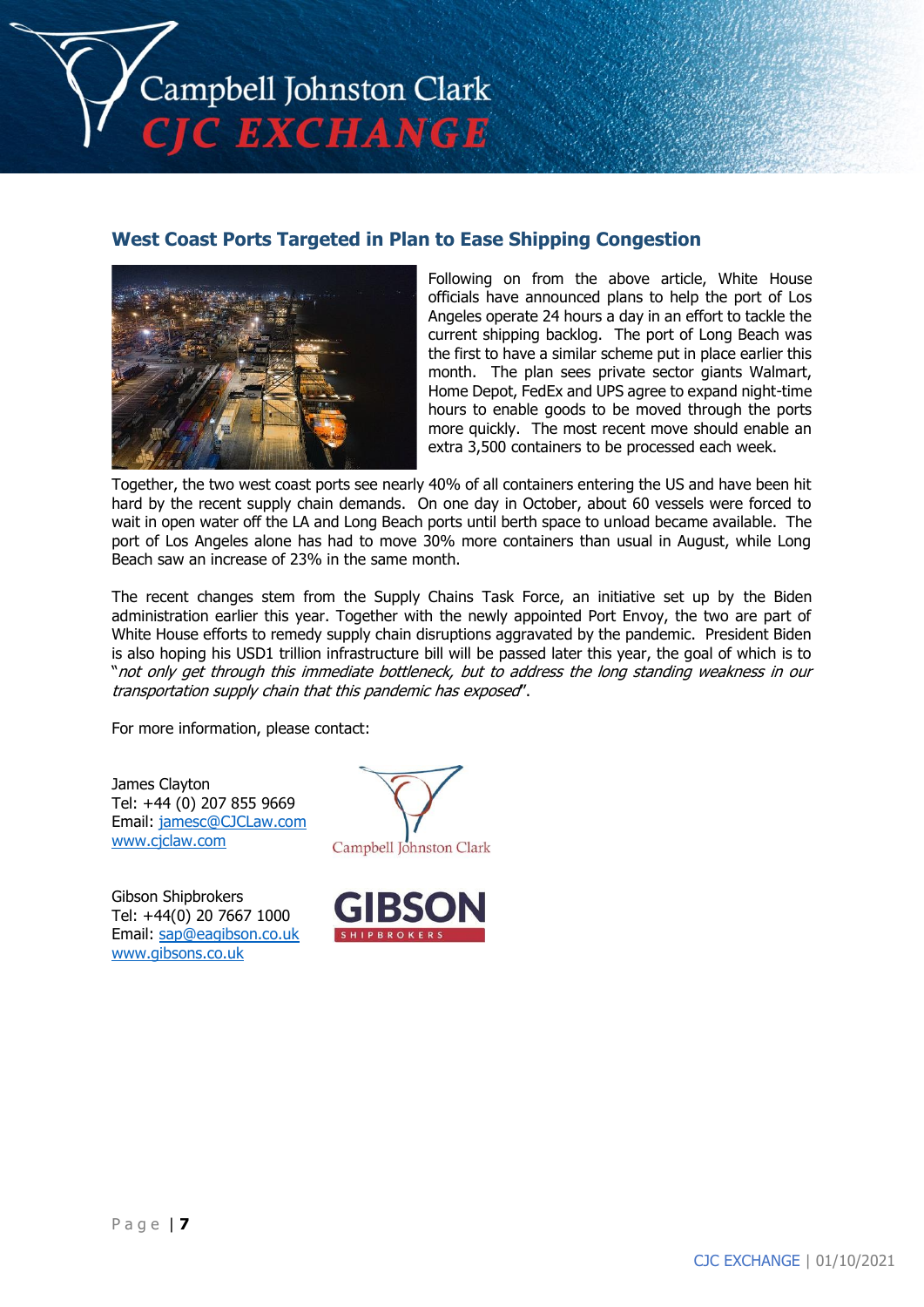## West Coast Ports Targeted in Plan to Ease Shipping Congestion

Following on from the above article, White House officials have announced plans to help the port of Los Angeles operate 24 hours a day in an effort to tackle the current shipping backlog. The port of Long Beach was the first to have a similar scheme put in place earlier this month. The plan sees private sector giants Walmart, Home Depot, FedEx and UPS agree to expand night-time hours to enable goods to be moved through the ports more quickly. The most recent move should enable an extra 3,500 containers to be processed each week.

Together, the two west coast ports see nearly 40% of all containers entering the US and have been hit hard by the recent supply chain demands. On one day in October, about 60 vessels were forced to wait in open water off the LA and Long Beach ports until berth space to unload became available. The port of Los Angeles alone has had to move 30% more containers than usual in August, while Long Beach saw an increase of 23% in the same month.

The recent changes stem from the Supply Chains Task Force, an initiative set up by the Biden administration earlier this year. Together with the newly appointed Port Envoy, the two are part of White House efforts to remedy supply chain disruptions aggravated by the pandemic. President Biden is also hoping his USD1 trillion infrastructure bill will be passed later this year, the goal of which is to "*not only get through this immediate bottleneck, but to address the long standing weakness in our transportation supply chain that this pandemic has exposed*".

For more information, please contact:

James Clayton
Tel: +44 (0) 207 855 9669
Email: jamesc@CJCLaw.com
www.cjclaw.com

Gibson Shipbrokers
Tel: +44(0) 20 7667 1000
Email: sap@eagibson.co.uk
www.gibsons.co.uk